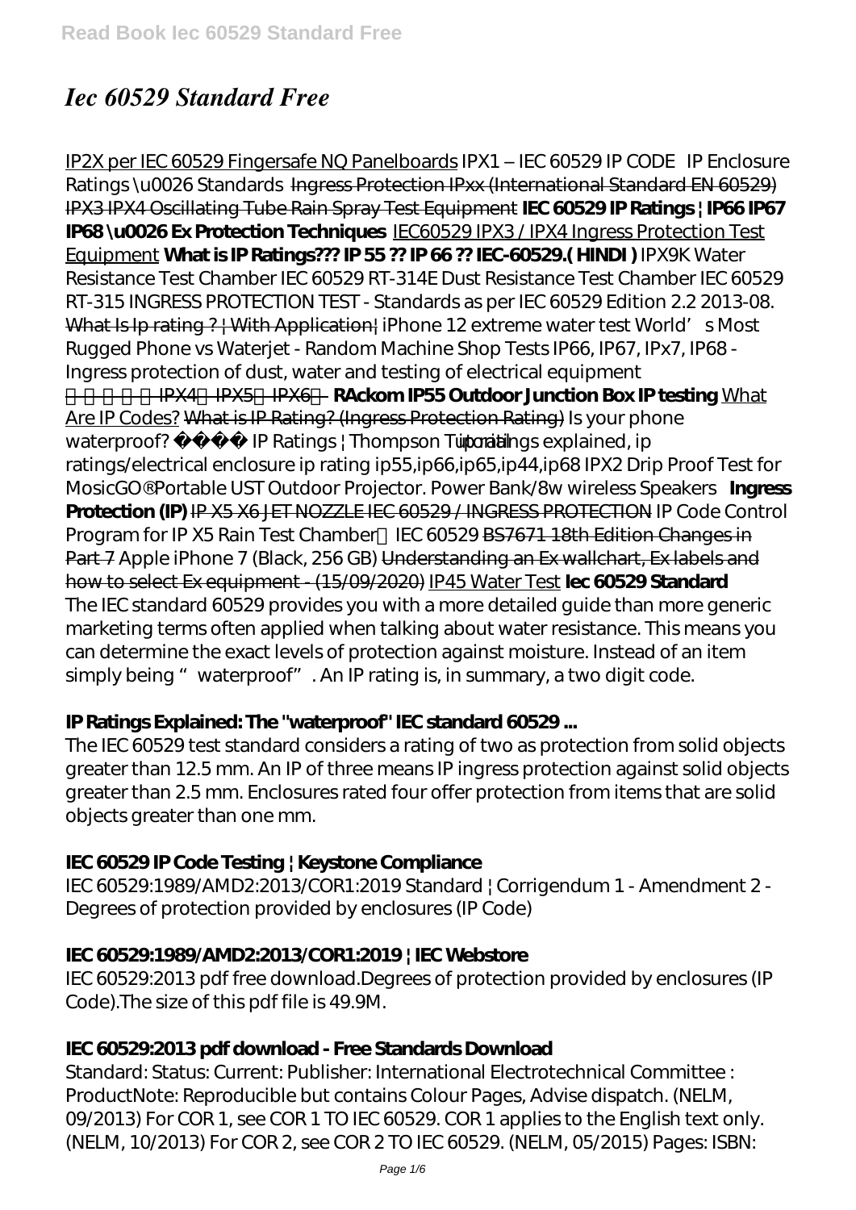# *Iec 60529 Standard Free*

IP2X per IEC 60529 Fingersafe NQ Panelboards *IPX1 – IEC 60529 IP CODE IP Enclosure Ratings \u0026 Standards* Ingress Protection IPxx (International Standard EN 60529) IPX3 IPX4 Oscillating Tube Rain Spray Test Equipment **IEC 60529 IP Ratings | IP66 IP67 IP68 \u0026 Ex Protection Techniques** IEC60529 IPX3 / IPX4 Ingress Protection Test Equipment **What is IP Ratings??? IP 55 ?? IP 66 ?? IEC-60529.( HINDI )** *IPX9K Water Resistance Test Chamber IEC 60529 RT-314E Dust Resistance Test Chamber IEC 60529 RT-315 INGRESS PROTECTION TEST - Standards as per IEC 60529 Edition 2.2 2013-08.* What Is Ip rating ? | With Application| *iPhone 12 extreme water test World's Most Rugged Phone vs Waterjet - Random Machine Shop Tests IP66, IP67, IPx7, IP68 - Ingress protection of dust, water and testing of electrical equipment* IPX4、IPX5、IPX6 **RAckom IP55 Outdoor Junction Box IP testing** What Are IP Codes? What is IP Rating? (Ingress Protection Rating) *Is your phone waterproof? IP Ratings | Thompson Tutorial* *ip ratings explained, ip ratings/electrical enclosure ip rating ip55,ip66,ip65,ip44,ip68* *IPX2 Drip Proof Test for MosicGO® Portable UST Outdoor Projector. Power Bank/8w wireless Speakers* **Ingress Protection (IP)** IP X5 X6 JET NOZZLE IEC 60529 / INGRESS PROTECTION *IP Code Control Program for IP X5 Rain Test Chamber，IEC 60529* BS7671 18th Edition Changes in Part 7 *Apple iPhone 7 (Black, 256 GB)* Understanding an Ex wallchart, Ex labels and how to select Ex equipment - (15/09/2020) IP45 Water Test **Iec 60529 Standard**
The IEC standard 60529 provides you with a more detailed guide than more generic marketing terms often applied when talking about water resistance. This means you can determine the exact levels of protection against moisture. Instead of an item simply being "waterproof". An IP rating is, in summary, a two digit code.

### **IP Ratings Explained: The "waterproof" IEC standard 60529 ...**

The IEC 60529 test standard considers a rating of two as protection from solid objects greater than 12.5 mm. An IP of three means IP ingress protection against solid objects greater than 2.5 mm. Enclosures rated four offer protection from items that are solid objects greater than one mm.

### **IEC 60529 IP Code Testing | Keystone Compliance**

IEC 60529:1989/AMD2:2013/COR1:2019 Standard | Corrigendum 1 - Amendment 2 - Degrees of protection provided by enclosures (IP Code)

### **IEC 60529:1989/AMD2:2013/COR1:2019 | IEC Webstore**

IEC 60529:2013 pdf free download.Degrees of protection provided by enclosures (IP Code).The size of this pdf file is 49.9M.

### **IEC 60529:2013 pdf download - Free Standards Download**

Standard: Status: Current: Publisher: International Electrotechnical Committee : ProductNote: Reproducible but contains Colour Pages, Advise dispatch. (NELM, 09/2013) For COR 1, see COR 1 TO IEC 60529. COR 1 applies to the English text only. (NELM, 10/2013) For COR 2, see COR 2 TO IEC 60529. (NELM, 05/2015) Pages: ISBN: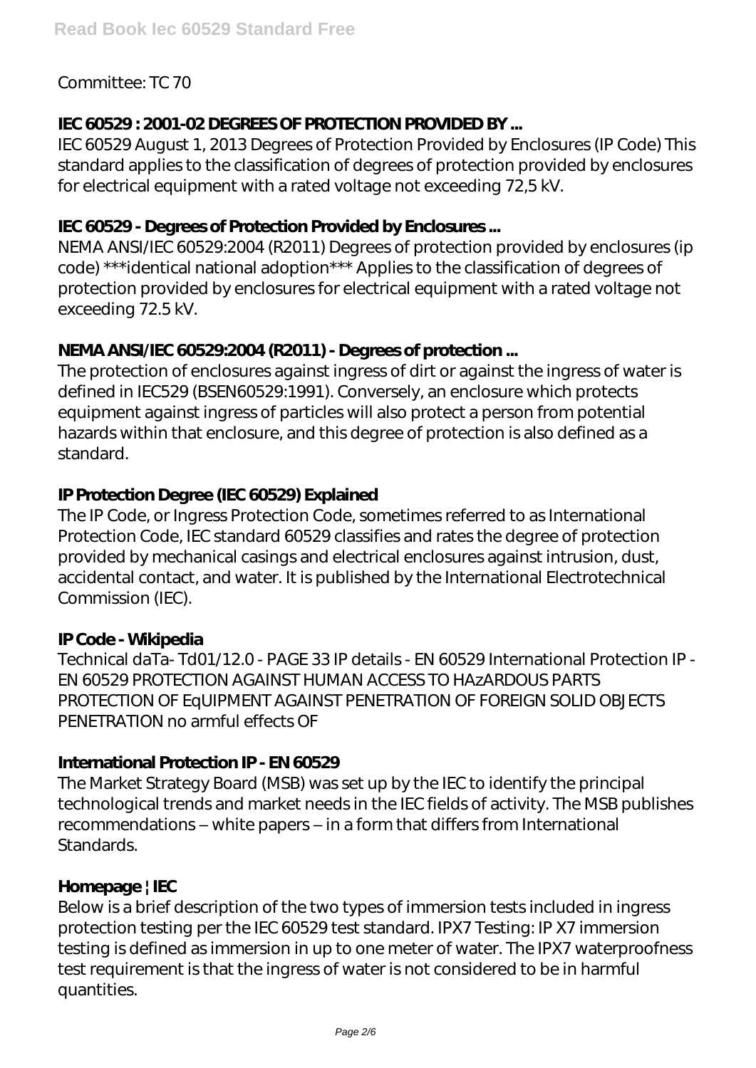Committee: TC 70

**IEC 60529 : 2001-02 DEGREES OF PROTECTION PROVIDED BY ...**

IEC 60529 August 1, 2013 Degrees of Protection Provided by Enclosures (IP Code) This standard applies to the classification of degrees of protection provided by enclosures for electrical equipment with a rated voltage not exceeding 72,5 kV.

**IEC 60529 - Degrees of Protection Provided by Enclosures ...**

NEMA ANSI/IEC 60529:2004 (R2011) Degrees of protection provided by enclosures (ip code) ***identical national adoption*** Applies to the classification of degrees of protection provided by enclosures for electrical equipment with a rated voltage not exceeding 72.5 kV.

**NEMA ANSI/IEC 60529:2004 (R2011) - Degrees of protection ...**

The protection of enclosures against ingress of dirt or against the ingress of water is defined in IEC529 (BSEN60529:1991). Conversely, an enclosure which protects equipment against ingress of particles will also protect a person from potential hazards within that enclosure, and this degree of protection is also defined as a standard.

**IP Protection Degree (IEC 60529) Explained**

The IP Code, or Ingress Protection Code, sometimes referred to as International Protection Code, IEC standard 60529 classifies and rates the degree of protection provided by mechanical casings and electrical enclosures against intrusion, dust, accidental contact, and water. It is published by the International Electrotechnical Commission (IEC).

**IP Code - Wikipedia**

Technical daTa- Td01/12.0 - PAGE 33 IP details - EN 60529 International Protection IP - EN 60529 PROTECTION AGAINST HUMAN ACCESS TO HAzARDOUS PARTS PROTECTION OF EqUIPMENT AGAINST PENETRATION OF FOREIGN SOLID OBJECTS PENETRATION no armful effects OF

**International Protection IP - EN 60529**

The Market Strategy Board (MSB) was set up by the IEC to identify the principal technological trends and market needs in the IEC fields of activity. The MSB publishes recommendations – white papers – in a form that differs from International Standards.

**Homepage | IEC**

Below is a brief description of the two types of immersion tests included in ingress protection testing per the IEC 60529 test standard. IPX7 Testing: IP X7 immersion testing is defined as immersion in up to one meter of water. The IPX7 waterproofness test requirement is that the ingress of water is not considered to be in harmful quantities.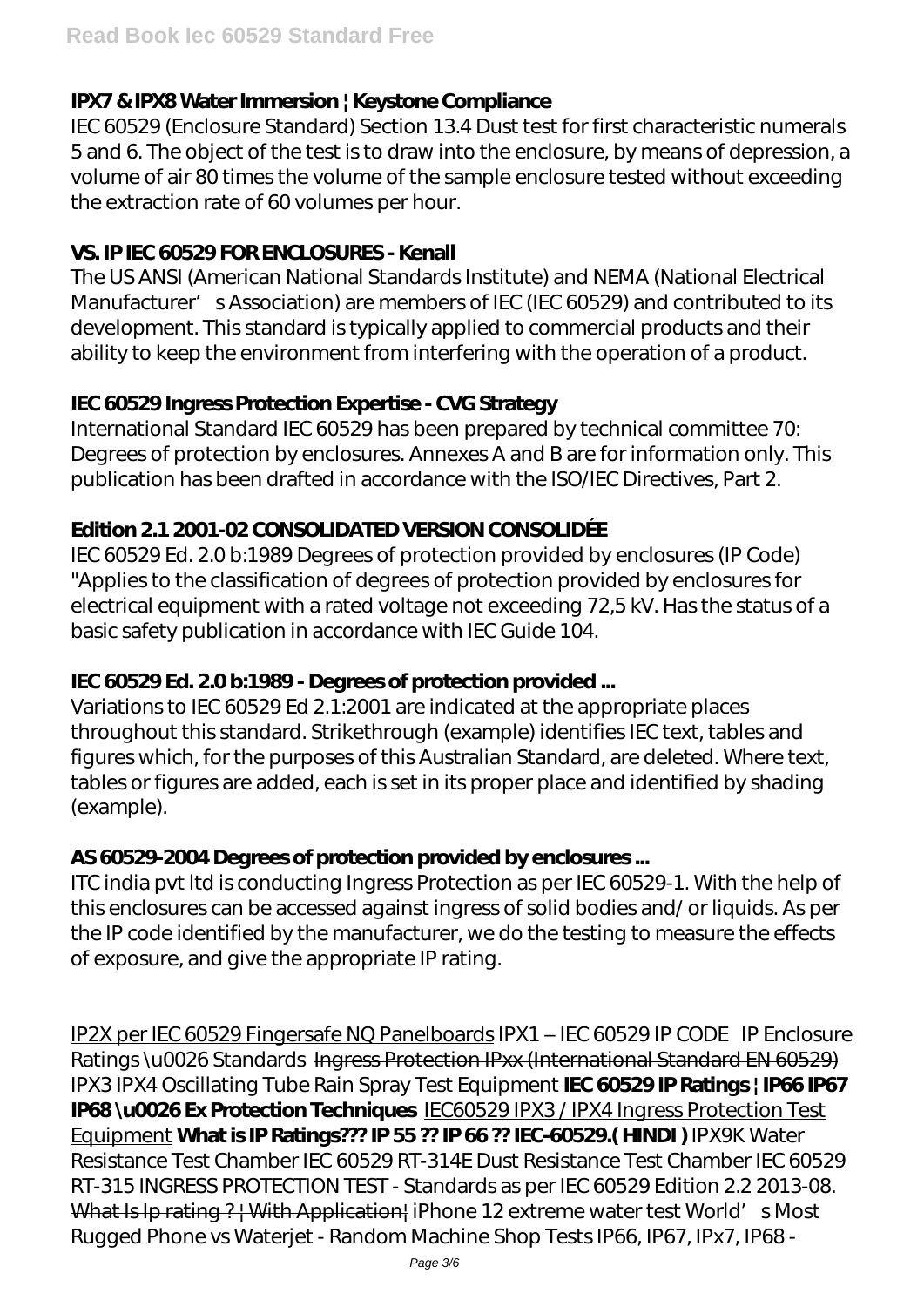### IPX7 & IPX8 Water Immersion | Keystone Compliance

IEC 60529 (Enclosure Standard) Section 13.4 Dust test for first characteristic numerals 5 and 6. The object of the test is to draw into the enclosure, by means of depression, a volume of air 80 times the volume of the sample enclosure tested without exceeding the extraction rate of 60 volumes per hour.

### VS. IP IEC 60529 FOR ENCLOSURES - Kenall

The US ANSI (American National Standards Institute) and NEMA (National Electrical Manufacturer's Association) are members of IEC (IEC 60529) and contributed to its development. This standard is typically applied to commercial products and their ability to keep the environment from interfering with the operation of a product.

### IEC 60529 Ingress Protection Expertise - CVG Strategy

International Standard IEC 60529 has been prepared by technical committee 70: Degrees of protection by enclosures. Annexes A and B are for information only. This publication has been drafted in accordance with the ISO/IEC Directives, Part 2.

### Edition 2.1 2001-02 CONSOLIDATED VERSION CONSOLIDÉE

IEC 60529 Ed. 2.0 b:1989 Degrees of protection provided by enclosures (IP Code) "Applies to the classification of degrees of protection provided by enclosures for electrical equipment with a rated voltage not exceeding 72,5 kV. Has the status of a basic safety publication in accordance with IEC Guide 104.

### IEC 60529 Ed. 2.0 b:1989 - Degrees of protection provided ...

Variations to IEC 60529 Ed 2.1:2001 are indicated at the appropriate places throughout this standard. Strikethrough (example) identifies IEC text, tables and figures which, for the purposes of this Australian Standard, are deleted. Where text, tables or figures are added, each is set in its proper place and identified by shading (example).

### AS 60529-2004 Degrees of protection provided by enclosures ...

ITC india pvt ltd is conducting Ingress Protection as per IEC 60529-1. With the help of this enclosures can be accessed against ingress of solid bodies and/ or liquids. As per the IP code identified by the manufacturer, we do the testing to measure the effects of exposure, and give the appropriate IP rating.

IP2X per IEC 60529 Fingersafe NQ Panelboards *IPX1 – IEC 60529 IP CODE* *IP Enclosure Ratings \u0026 Standards* ~~Ingress Protection IPxx (International Standard EN 60529)~~ ~~IPX3 IPX4 Oscillating Tube Rain Spray Test Equipment~~ **IEC 60529 IP Ratings | IP66 IP67 IP68 \u0026 Ex Protection Techniques** IEC60529 IPX3 / IPX4 Ingress Protection Test Equipment **What is IP Ratings??? IP 55 ?? IP 66 ?? IEC-60529.( HINDI )** *IPX9K Water Resistance Test Chamber IEC 60529 RT-314E* *Dust Resistance Test Chamber IEC 60529 RT-315* *INGRESS PROTECTION TEST - Standards as per IEC 60529 Edition 2.2 2013-08.* ~~What Is Ip rating ? | With Application|~~ *iPhone 12 extreme water test* *World's Most Rugged Phone vs Waterjet - Random Machine Shop Tests* *IP66, IP67, IPx7, IP68 -*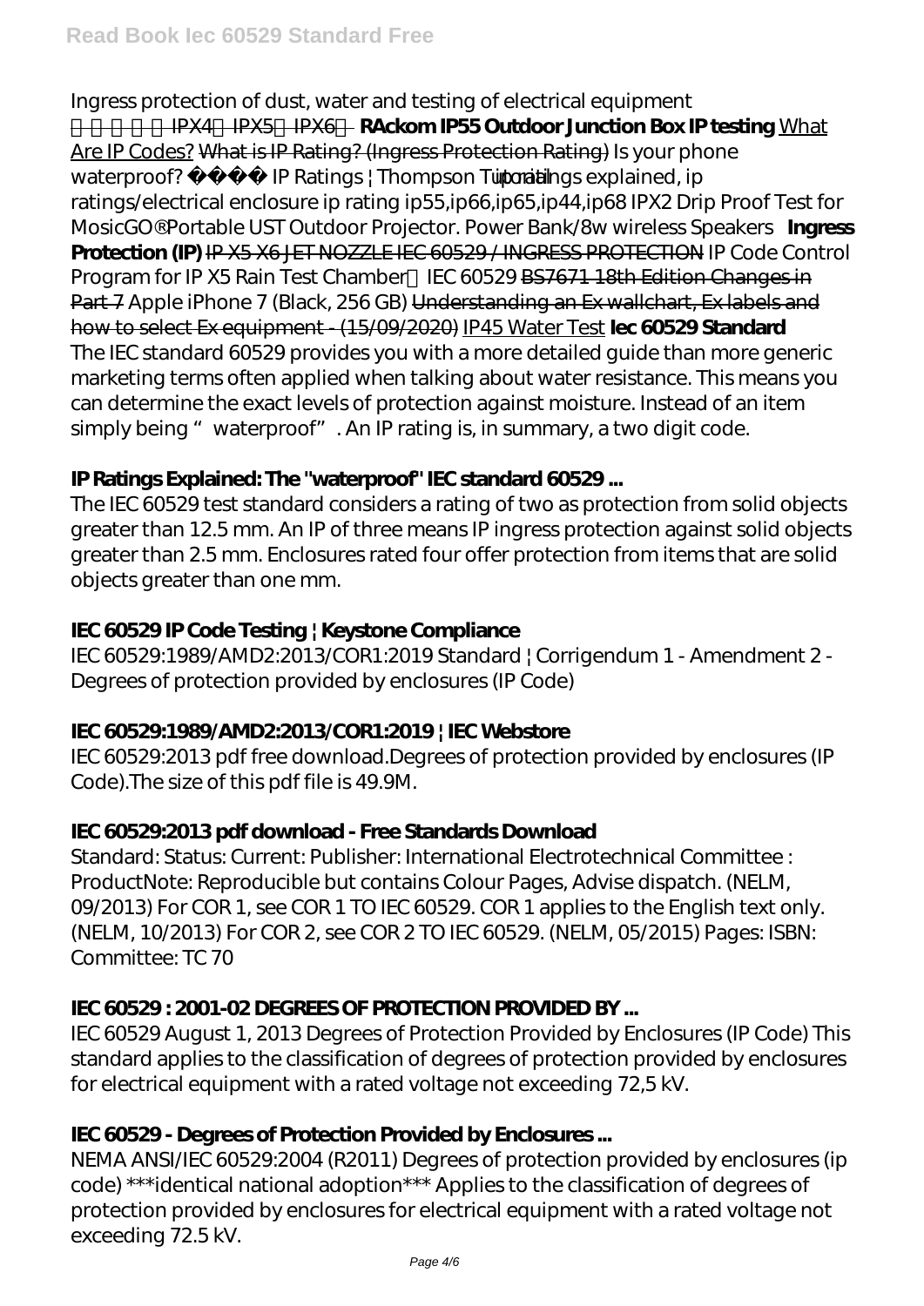*Ingress protection of dust, water and testing of electrical equipment*

淋雨试验IPX4、IPX5、IPX6 **RAckom IP55 Outdoor Junction Box IP testing** ~~What Are IP Codes?~~ ~~What is IP Rating? (Ingress Protection Rating)~~ *Is your phone waterproof? IP Ratings | Thompson Tutorial* *ip ratings explained, ip ratings/electrical enclosure ip rating ip55,ip66,ip65,ip44,ip68* *IPX2 Drip Proof Test for MosicGO® Portable UST Outdoor Projector. Power Bank/8w wireless Speakers* **Ingress Protection (IP)** ~~IP X5 X6 JET NOZZLE IEC 60529 / INGRESS PROTECTION~~ *IP Code Control Program for IP X5 Rain Test Chamber，IEC 60529* ~~BS7671 18th Edition Changes in Part 7~~ *Apple iPhone 7 (Black, 256 GB)* ~~Understanding an Ex wallchart, Ex labels and how to select Ex equipment - (15/09/2020)~~ IP45 Water Test **Iec 60529 Standard**

The IEC standard 60529 provides you with a more detailed guide than more generic marketing terms often applied when talking about water resistance. This means you can determine the exact levels of protection against moisture. Instead of an item simply being "waterproof". An IP rating is, in summary, a two digit code.

### IP Ratings Explained: The "waterproof" IEC standard 60529 ...

The IEC 60529 test standard considers a rating of two as protection from solid objects greater than 12.5 mm. An IP of three means IP ingress protection against solid objects greater than 2.5 mm. Enclosures rated four offer protection from items that are solid objects greater than one mm.

### IEC 60529 IP Code Testing | Keystone Compliance

IEC 60529:1989/AMD2:2013/COR1:2019 Standard | Corrigendum 1 - Amendment 2 - Degrees of protection provided by enclosures (IP Code)

### IEC 60529:1989/AMD2:2013/COR1:2019 | IEC Webstore

IEC 60529:2013 pdf free download.Degrees of protection provided by enclosures (IP Code).The size of this pdf file is 49.9M.

### IEC 60529:2013 pdf download - Free Standards Download

Standard: Status: Current: Publisher: International Electrotechnical Committee : ProductNote: Reproducible but contains Colour Pages, Advise dispatch. (NELM, 09/2013) For COR 1, see COR 1 TO IEC 60529. COR 1 applies to the English text only. (NELM, 10/2013) For COR 2, see COR 2 TO IEC 60529. (NELM, 05/2015) Pages: ISBN: Committee: TC 70

### IEC 60529 : 2001-02 DEGREES OF PROTECTION PROVIDED BY ...

IEC 60529 August 1, 2013 Degrees of Protection Provided by Enclosures (IP Code) This standard applies to the classification of degrees of protection provided by enclosures for electrical equipment with a rated voltage not exceeding 72,5 kV.

### IEC 60529 - Degrees of Protection Provided by Enclosures ...

NEMA ANSI/IEC 60529:2004 (R2011) Degrees of protection provided by enclosures (ip code) ***identical national adoption*** Applies to the classification of degrees of protection provided by enclosures for electrical equipment with a rated voltage not exceeding 72.5 kV.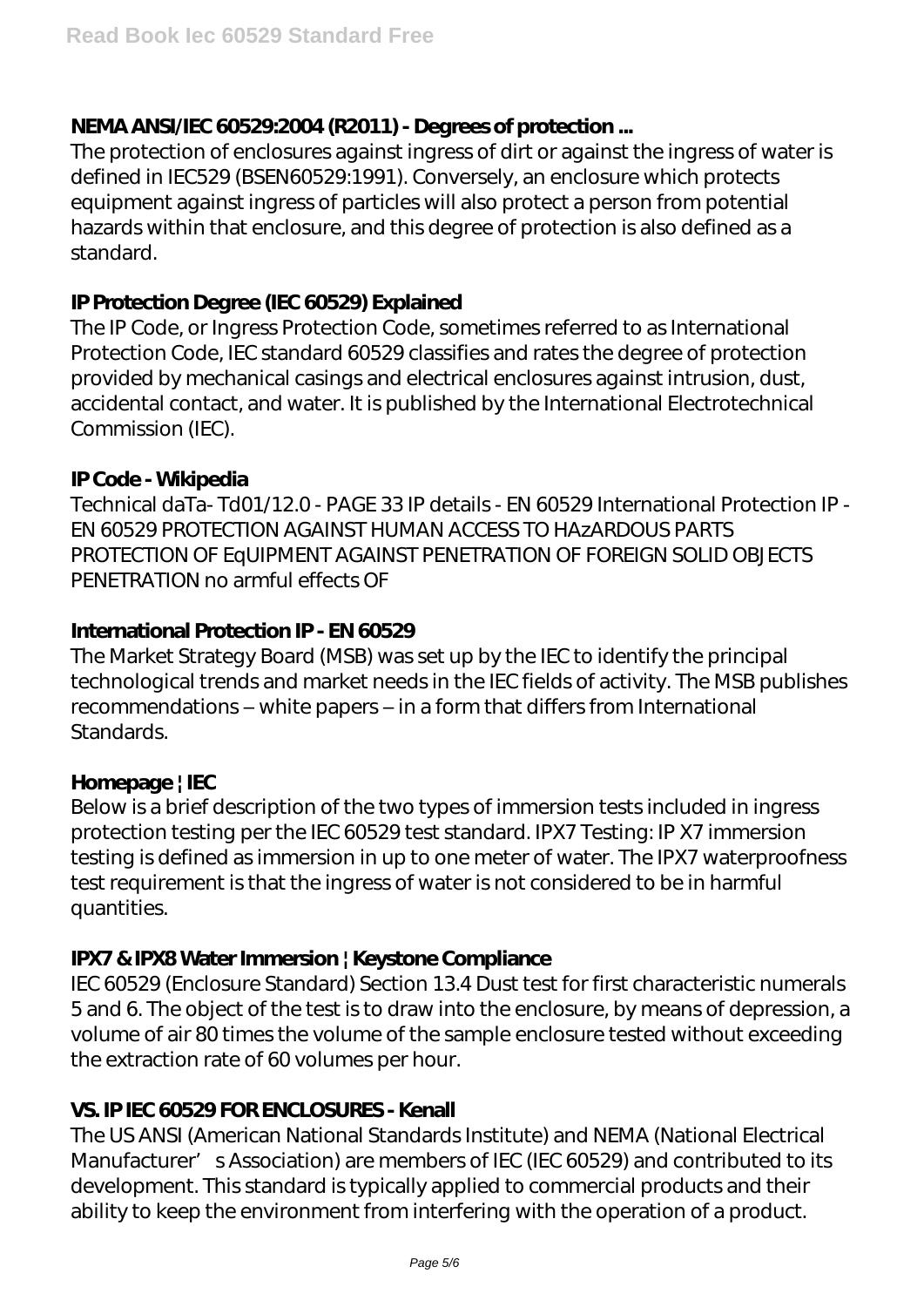### NEMA ANSI/IEC 60529:2004 (R2011) - Degrees of protection ...

The protection of enclosures against ingress of dirt or against the ingress of water is defined in IEC529 (BSEN60529:1991). Conversely, an enclosure which protects equipment against ingress of particles will also protect a person from potential hazards within that enclosure, and this degree of protection is also defined as a standard.

### IP Protection Degree (IEC 60529) Explained

The IP Code, or Ingress Protection Code, sometimes referred to as International Protection Code, IEC standard 60529 classifies and rates the degree of protection provided by mechanical casings and electrical enclosures against intrusion, dust, accidental contact, and water. It is published by the International Electrotechnical Commission (IEC).

### IP Code - Wikipedia

Technical daTa- Td01/12.0 - PAGE 33 IP details - EN 60529 International Protection IP - EN 60529 PROTECTION AGAINST HUMAN ACCESS TO HAzARDOUS PARTS PROTECTION OF EqUIPMENT AGAINST PENETRATION OF FOREIGN SOLID OBJECTS PENETRATION no armful effects OF

### International Protection IP - EN 60529

The Market Strategy Board (MSB) was set up by the IEC to identify the principal technological trends and market needs in the IEC fields of activity. The MSB publishes recommendations – white papers – in a form that differs from International Standards.

### Homepage | IEC

Below is a brief description of the two types of immersion tests included in ingress protection testing per the IEC 60529 test standard. IPX7 Testing: IP X7 immersion testing is defined as immersion in up to one meter of water. The IPX7 waterproofness test requirement is that the ingress of water is not considered to be in harmful quantities.

### IPX7 & IPX8 Water Immersion | Keystone Compliance

IEC 60529 (Enclosure Standard) Section 13.4 Dust test for first characteristic numerals 5 and 6. The object of the test is to draw into the enclosure, by means of depression, a volume of air 80 times the volume of the sample enclosure tested without exceeding the extraction rate of 60 volumes per hour.

### VS. IP IEC 60529 FOR ENCLOSURES - Kenall

The US ANSI (American National Standards Institute) and NEMA (National Electrical Manufacturer's Association) are members of IEC (IEC 60529) and contributed to its development. This standard is typically applied to commercial products and their ability to keep the environment from interfering with the operation of a product.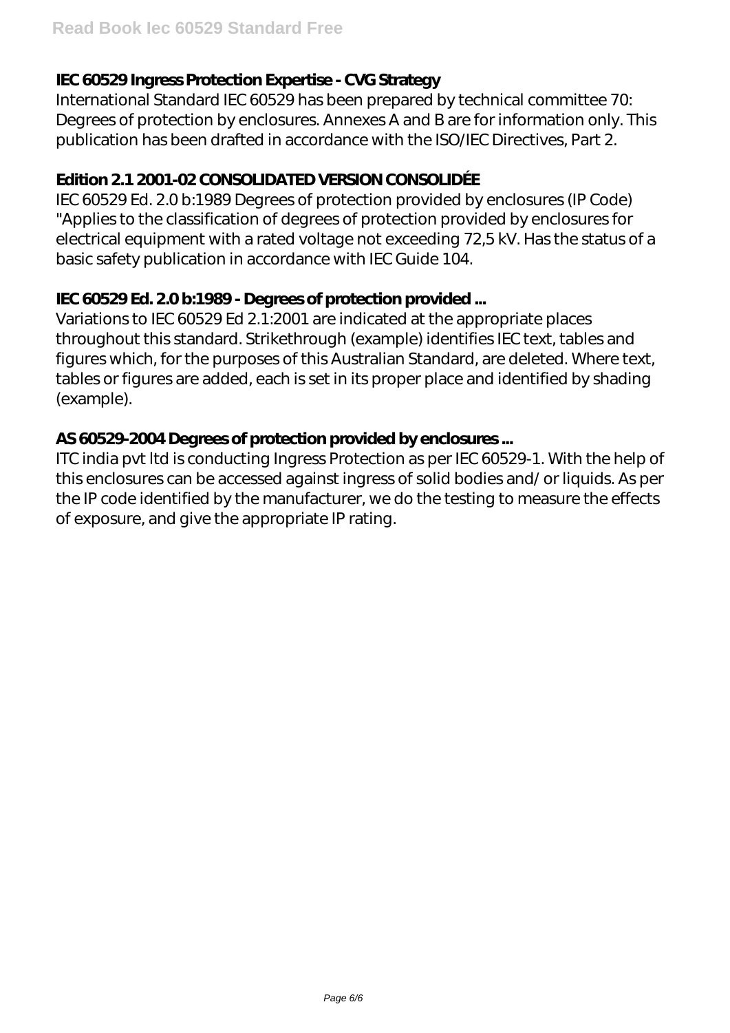**IEC 60529 Ingress Protection Expertise - CVG Strategy**

International Standard IEC 60529 has been prepared by technical committee 70: Degrees of protection by enclosures. Annexes A and B are for information only. This publication has been drafted in accordance with the ISO/IEC Directives, Part 2.

**Edition 2.1 2001-02 CONSOLIDATED VERSION CONSOLIDÉE**

IEC 60529 Ed. 2.0 b:1989 Degrees of protection provided by enclosures (IP Code) "Applies to the classification of degrees of protection provided by enclosures for electrical equipment with a rated voltage not exceeding 72,5 kV. Has the status of a basic safety publication in accordance with IEC Guide 104.

**IEC 60529 Ed. 2.0 b:1989 - Degrees of protection provided ...**

Variations to IEC 60529 Ed 2.1:2001 are indicated at the appropriate places throughout this standard. Strikethrough (example) identifies IEC text, tables and figures which, for the purposes of this Australian Standard, are deleted. Where text, tables or figures are added, each is set in its proper place and identified by shading (example).

**AS 60529-2004 Degrees of protection provided by enclosures ...**

ITC india pvt ltd is conducting Ingress Protection as per IEC 60529-1. With the help of this enclosures can be accessed against ingress of solid bodies and/ or liquids. As per the IP code identified by the manufacturer, we do the testing to measure the effects of exposure, and give the appropriate IP rating.